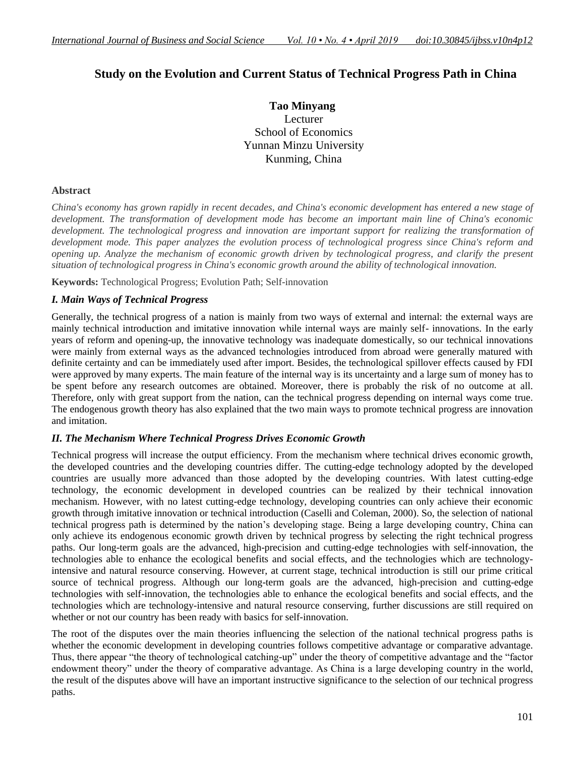# Study on the Evolution and Current Status of Technical Progress Path in China

**Tao Minyang**
Lecturer
School of Economics
Yunnan Minzu University
Kunming, China

## Abstract

*China's economy has grown rapidly in recent decades, and China's economic development has entered a new stage of development. The transformation of development mode has become an important main line of China's economic development. The technological progress and innovation are important support for realizing the transformation of development mode. This paper analyzes the evolution process of technological progress since China's reform and opening up. Analyze the mechanism of economic growth driven by technological progress, and clarify the present situation of technological progress in China's economic growth around the ability of technological innovation.*

**Keywords:** Technological Progress; Evolution Path; Self-innovation

### *I. Main Ways of Technical Progress*

Generally, the technical progress of a nation is mainly from two ways of external and internal: the external ways are mainly technical introduction and imitative innovation while internal ways are mainly self- innovations. In the early years of reform and opening-up, the innovative technology was inadequate domestically, so our technical innovations were mainly from external ways as the advanced technologies introduced from abroad were generally matured with definite certainty and can be immediately used after import. Besides, the technological spillover effects caused by FDI were approved by many experts. The main feature of the internal way is its uncertainty and a large sum of money has to be spent before any research outcomes are obtained. Moreover, there is probably the risk of no outcome at all. Therefore, only with great support from the nation, can the technical progress depending on internal ways come true. The endogenous growth theory has also explained that the two main ways to promote technical progress are innovation and imitation.

### *II. The Mechanism Where Technical Progress Drives Economic Growth*

Technical progress will increase the output efficiency. From the mechanism where technical drives economic growth, the developed countries and the developing countries differ. The cutting-edge technology adopted by the developed countries are usually more advanced than those adopted by the developing countries. With latest cutting-edge technology, the economic development in developed countries can be realized by their technical innovation mechanism. However, with no latest cutting-edge technology, developing countries can only achieve their economic growth through imitative innovation or technical introduction (Caselli and Coleman, 2000). So, the selection of national technical progress path is determined by the nation's developing stage. Being a large developing country, China can only achieve its endogenous economic growth driven by technical progress by selecting the right technical progress paths. Our long-term goals are the advanced, high-precision and cutting-edge technologies with self-innovation, the technologies able to enhance the ecological benefits and social effects, and the technologies which are technology-intensive and natural resource conserving. However, at current stage, technical introduction is still our prime critical source of technical progress. Although our long-term goals are the advanced, high-precision and cutting-edge technologies with self-innovation, the technologies able to enhance the ecological benefits and social effects, and the technologies which are technology-intensive and natural resource conserving, further discussions are still required on whether or not our country has been ready with basics for self-innovation.

The root of the disputes over the main theories influencing the selection of the national technical progress paths is whether the economic development in developing countries follows competitive advantage or comparative advantage. Thus, there appear "the theory of technological catching-up" under the theory of competitive advantage and the "factor endowment theory" under the theory of comparative advantage. As China is a large developing country in the world, the result of the disputes above will have an important instructive significance to the selection of our technical progress paths.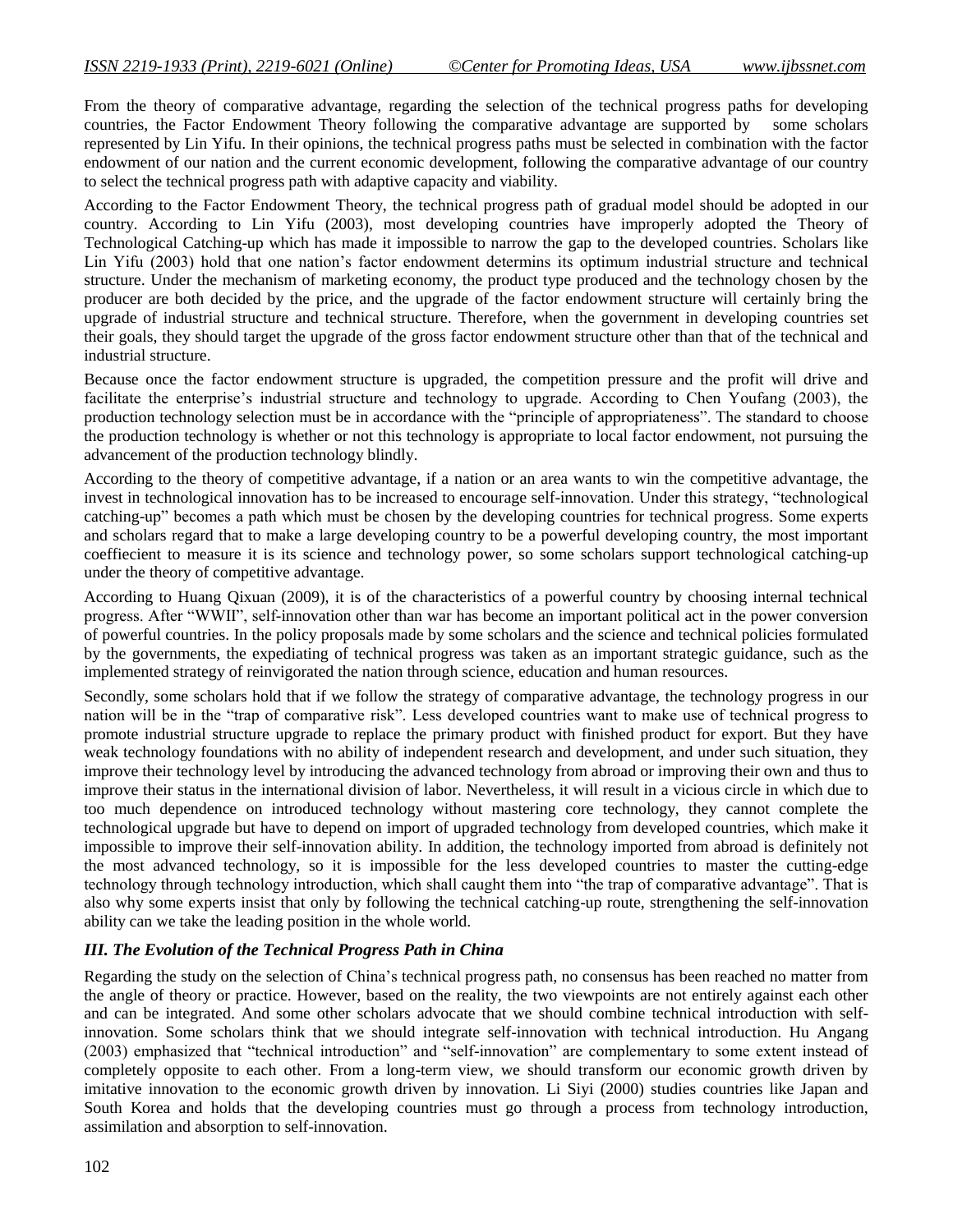From the theory of comparative advantage, regarding the selection of the technical progress paths for developing countries, the Factor Endowment Theory following the comparative advantage are supported by some scholars represented by Lin Yifu. In their opinions, the technical progress paths must be selected in combination with the factor endowment of our nation and the current economic development, following the comparative advantage of our country to select the technical progress path with adaptive capacity and viability.

According to the Factor Endowment Theory, the technical progress path of gradual model should be adopted in our country. According to Lin Yifu (2003), most developing countries have improperly adopted the Theory of Technological Catching-up which has made it impossible to narrow the gap to the developed countries. Scholars like Lin Yifu (2003) hold that one nation's factor endowment determins its optimum industrial structure and technical structure. Under the mechanism of marketing economy, the product type produced and the technology chosen by the producer are both decided by the price, and the upgrade of the factor endowment structure will certainly bring the upgrade of industrial structure and technical structure. Therefore, when the government in developing countries set their goals, they should target the upgrade of the gross factor endowment structure other than that of the technical and industrial structure.

Because once the factor endowment structure is upgraded, the competition pressure and the profit will drive and facilitate the enterprise's industrial structure and technology to upgrade. According to Chen Youfang (2003), the production technology selection must be in accordance with the "principle of appropriateness". The standard to choose the production technology is whether or not this technology is appropriate to local factor endowment, not pursuing the advancement of the production technology blindly.

According to the theory of competitive advantage, if a nation or an area wants to win the competitive advantage, the invest in technological innovation has to be increased to encourage self-innovation. Under this strategy, "technological catching-up" becomes a path which must be chosen by the developing countries for technical progress. Some experts and scholars regard that to make a large developing country to be a powerful developing country, the most important coeffiecient to measure it is its science and technology power, so some scholars support technological catching-up under the theory of competitive advantage.

According to Huang Qixuan (2009), it is of the characteristics of a powerful country by choosing internal technical progress. After "WWII", self-innovation other than war has become an important political act in the power conversion of powerful countries. In the policy proposals made by some scholars and the science and technical policies formulated by the governments, the expediating of technical progress was taken as an important strategic guidance, such as the implemented strategy of reinvigorated the nation through science, education and human resources.

Secondly, some scholars hold that if we follow the strategy of comparative advantage, the technology progress in our nation will be in the "trap of comparative risk". Less developed countries want to make use of technical progress to promote industrial structure upgrade to replace the primary product with finished product for export. But they have weak technology foundations with no ability of independent research and development, and under such situation, they improve their technology level by introducing the advanced technology from abroad or improving their own and thus to improve their status in the international division of labor. Nevertheless, it will result in a vicious circle in which due to too much dependence on introduced technology without mastering core technology, they cannot complete the technological upgrade but have to depend on import of upgraded technology from developed countries, which make it impossible to improve their self-innovation ability. In addition, the technology imported from abroad is definitely not the most advanced technology, so it is impossible for the less developed countries to master the cutting-edge technology through technology introduction, which shall caught them into "the trap of comparative advantage". That is also why some experts insist that only by following the technical catching-up route, strengthening the self-innovation ability can we take the leading position in the whole world.

### *III. The Evolution of the Technical Progress Path in China*

Regarding the study on the selection of China's technical progress path, no consensus has been reached no matter from the angle of theory or practice. However, based on the reality, the two viewpoints are not entirely against each other and can be integrated. And some other scholars advocate that we should combine technical introduction with self-innovation. Some scholars think that we should integrate self-innovation with technical introduction. Hu Angang (2003) emphasized that "technical introduction" and "self-innovation" are complementary to some extent instead of completely opposite to each other. From a long-term view, we should transform our economic growth driven by imitative innovation to the economic growth driven by innovation. Li Siyi (2000) studies countries like Japan and South Korea and holds that the developing countries must go through a process from technology introduction, assimilation and absorption to self-innovation.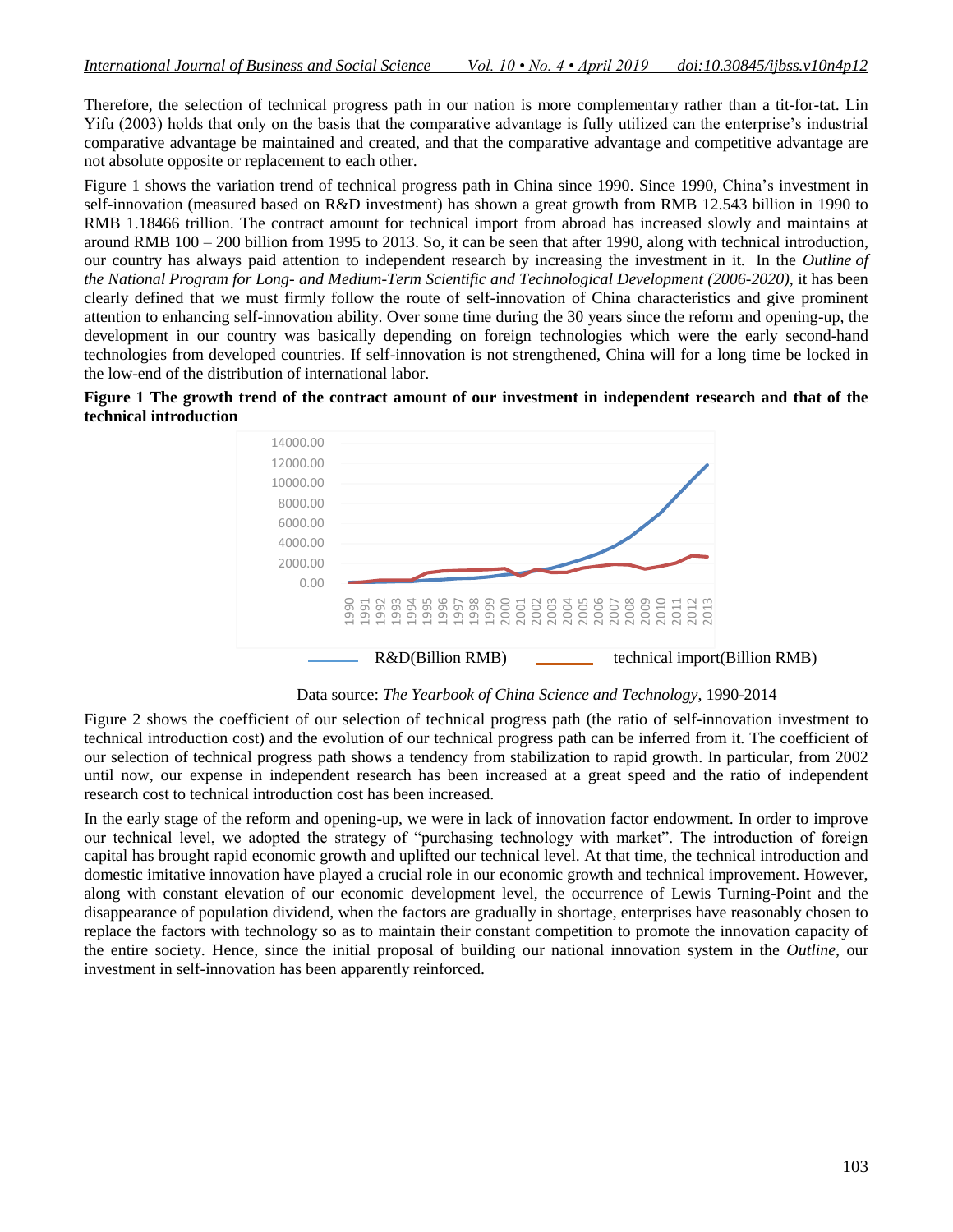Therefore, the selection of technical progress path in our nation is more complementary rather than a tit-for-tat. Lin Yifu (2003) holds that only on the basis that the comparative advantage is fully utilized can the enterprise's industrial comparative advantage be maintained and created, and that the comparative advantage and competitive advantage are not absolute opposite or replacement to each other.

Figure 1 shows the variation trend of technical progress path in China since 1990. Since 1990, China's investment in self-innovation (measured based on R&D investment) has shown a great growth from RMB 12.543 billion in 1990 to RMB 1.18466 trillion. The contract amount for technical import from abroad has increased slowly and maintains at around RMB 100 – 200 billion from 1995 to 2013. So, it can be seen that after 1990, along with technical introduction, our country has always paid attention to independent research by increasing the investment in it. In the *Outline of the National Program for Long- and Medium-Term Scientific and Technological Development (2006-2020)*, it has been clearly defined that we must firmly follow the route of self-innovation of China characteristics and give prominent attention to enhancing self-innovation ability. Over some time during the 30 years since the reform and opening-up, the development in our country was basically depending on foreign technologies which were the early second-hand technologies from developed countries. If self-innovation is not strengthened, China will for a long time be locked in the low-end of the distribution of international labor.

**Figure 1 The growth trend of the contract amount of our investment in independent research and that of the technical introduction**

Data source: *The Yearbook of China Science and Technology*, 1990-2014

Figure 2 shows the coefficient of our selection of technical progress path (the ratio of self-innovation investment to technical introduction cost) and the evolution of our technical progress path can be inferred from it. The coefficient of our selection of technical progress path shows a tendency from stabilization to rapid growth. In particular, from 2002 until now, our expense in independent research has been increased at a great speed and the ratio of independent research cost to technical introduction cost has been increased.

In the early stage of the reform and opening-up, we were in lack of innovation factor endowment. In order to improve our technical level, we adopted the strategy of "purchasing technology with market". The introduction of foreign capital has brought rapid economic growth and uplifted our technical level. At that time, the technical introduction and domestic imitative innovation have played a crucial role in our economic growth and technical improvement. However, along with constant elevation of our economic development level, the occurrence of Lewis Turning-Point and the disappearance of population dividend, when the factors are gradually in shortage, enterprises have reasonably chosen to replace the factors with technology so as to maintain their constant competition to promote the innovation capacity of the entire society. Hence, since the initial proposal of building our national innovation system in the *Outline*, our investment in self-innovation has been apparently reinforced.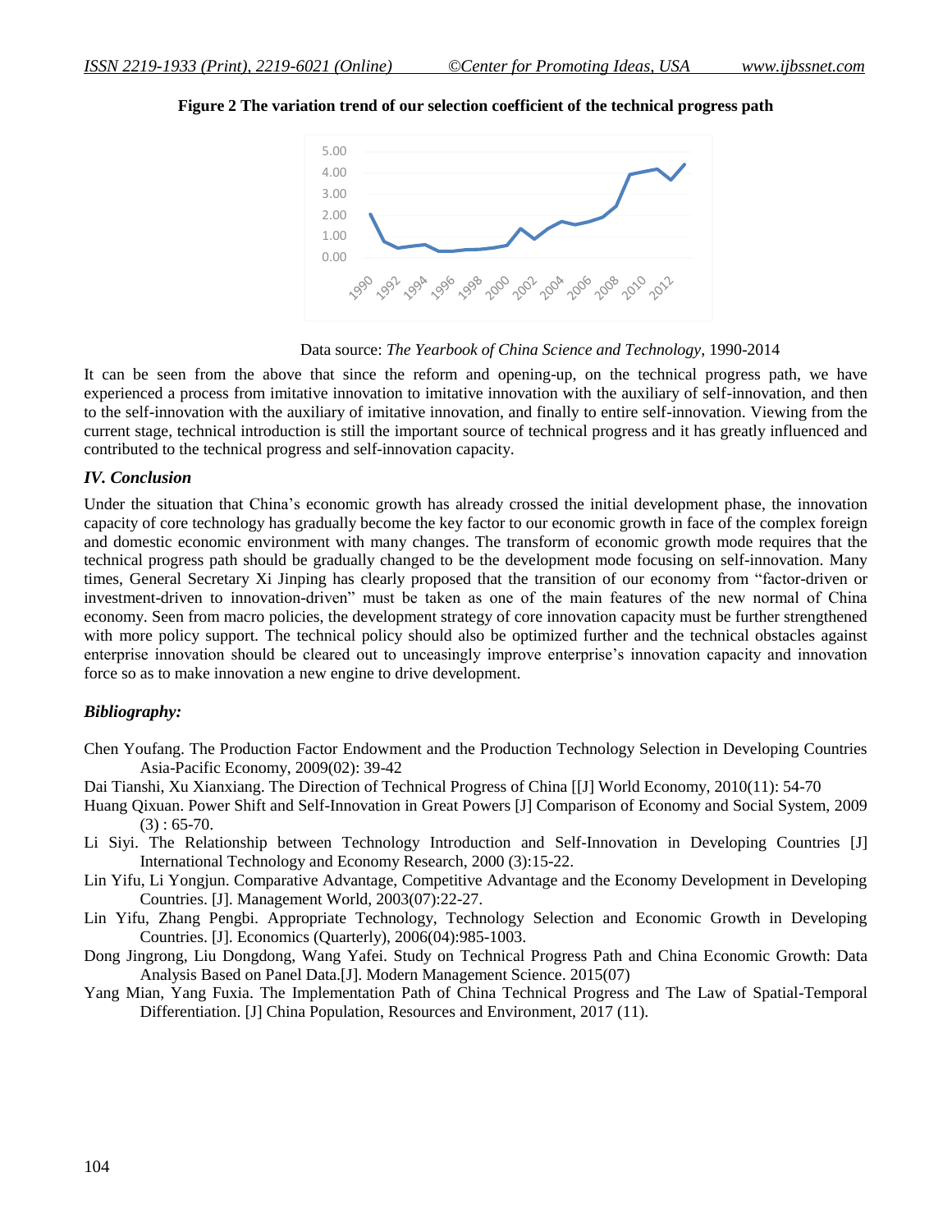**Figure 2 The variation trend of our selection coefficient of the technical progress path**

5.00
4.00
3.00
2.00
1.00
0.00

1990 1992 1994 1996 1998 2000 2002 2004 2006 2008 2010 2012

Data source: *The Yearbook of China Science and Technology*, 1990-2014

It can be seen from the above that since the reform and opening-up, on the technical progress path, we have experienced a process from imitative innovation to imitative innovation with the auxiliary of self-innovation, and then to the self-innovation with the auxiliary of imitative innovation, and finally to entire self-innovation. Viewing from the current stage, technical introduction is still the important source of technical progress and it has greatly influenced and contributed to the technical progress and self-innovation capacity.

### *IV. Conclusion*

Under the situation that China's economic growth has already crossed the initial development phase, the innovation capacity of core technology has gradually become the key factor to our economic growth in face of the complex foreign and domestic economic environment with many changes. The transform of economic growth mode requires that the technical progress path should be gradually changed to be the development mode focusing on self-innovation. Many times, General Secretary Xi Jinping has clearly proposed that the transition of our economy from "factor-driven or investment-driven to innovation-driven" must be taken as one of the main features of the new normal of China economy. Seen from macro policies, the development strategy of core innovation capacity must be further strengthened with more policy support. The technical policy should also be optimized further and the technical obstacles against enterprise innovation should be cleared out to unceasingly improve enterprise's innovation capacity and innovation force so as to make innovation a new engine to drive development.

### *Bibliography:*

Chen Youfang. The Production Factor Endowment and the Production Technology Selection in Developing Countries Asia-Pacific Economy, 2009(02): 39-42

Dai Tianshi, Xu Xianxiang. The Direction of Technical Progress of China [[J] World Economy, 2010(11): 54-70

Huang Qixuan. Power Shift and Self-Innovation in Great Powers [J] Comparison of Economy and Social System, 2009 (3) : 65-70.

Li Siyi. The Relationship between Technology Introduction and Self-Innovation in Developing Countries [J] International Technology and Economy Research, 2000 (3):15-22.

Lin Yifu, Li Yongjun. Comparative Advantage, Competitive Advantage and the Economy Development in Developing Countries. [J]. Management World, 2003(07):22-27.

Lin Yifu, Zhang Pengbi. Appropriate Technology, Technology Selection and Economic Growth in Developing Countries. [J]. Economics (Quarterly), 2006(04):985-1003.

Dong Jingrong, Liu Dongdong, Wang Yafei. Study on Technical Progress Path and China Economic Growth: Data Analysis Based on Panel Data.[J]. Modern Management Science. 2015(07)

Yang Mian, Yang Fuxia. The Implementation Path of China Technical Progress and The Law of Spatial-Temporal Differentiation. [J] China Population, Resources and Environment, 2017 (11).